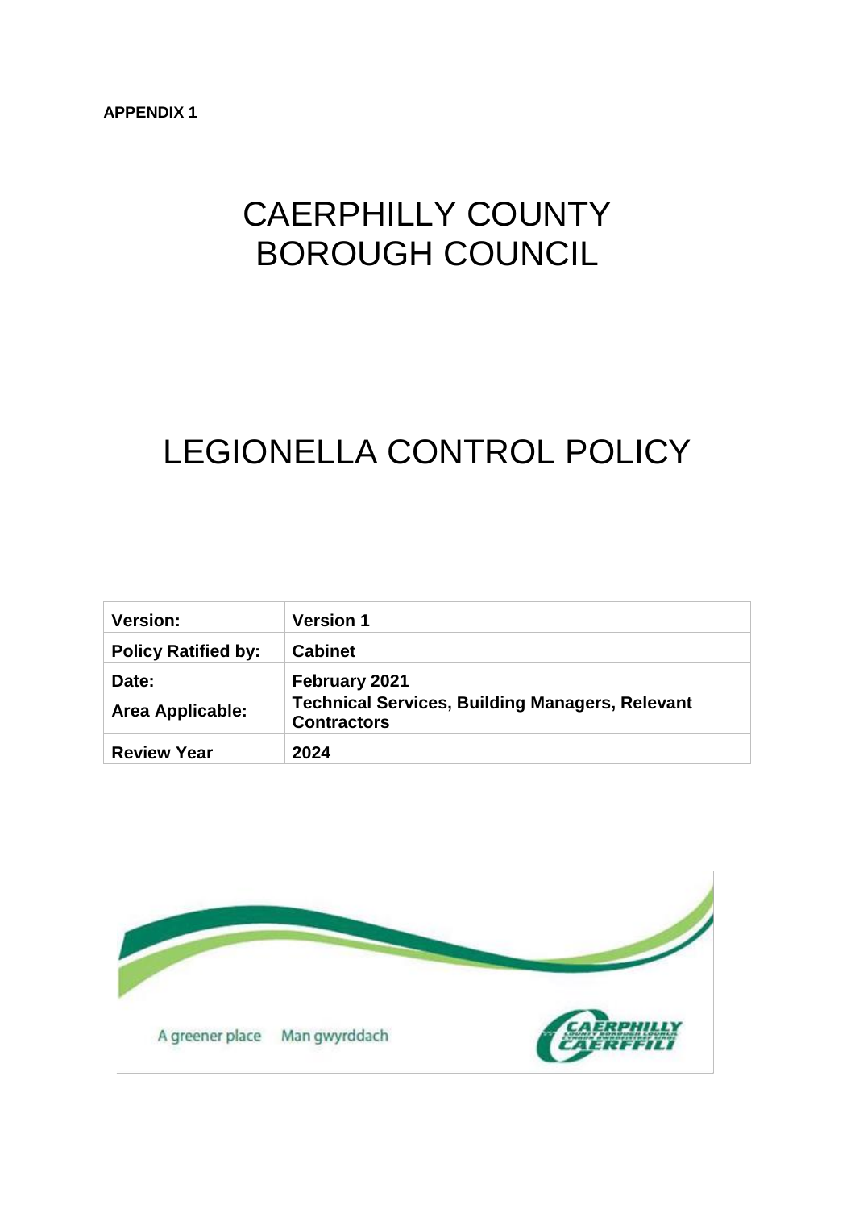**APPENDIX 1**

# CAERPHILLY COUNTY BOROUGH COUNCIL

# LEGIONELLA CONTROL POLICY

| | |
|---|---|
| **Version:** | **Version 1** |
| **Policy Ratified by:** | **Cabinet** |
| **Date:** | **February 2021** |
| **Area Applicable:** | **Technical Services, Building Managers, Relevant Contractors** |
| **Review Year** | **2024** |

A greener place Man gwyrddach

CAERPHILLY COUNTY BOROUGH COUNCIL CYNGOR BWRDEISTREF SIROL CAERFFILI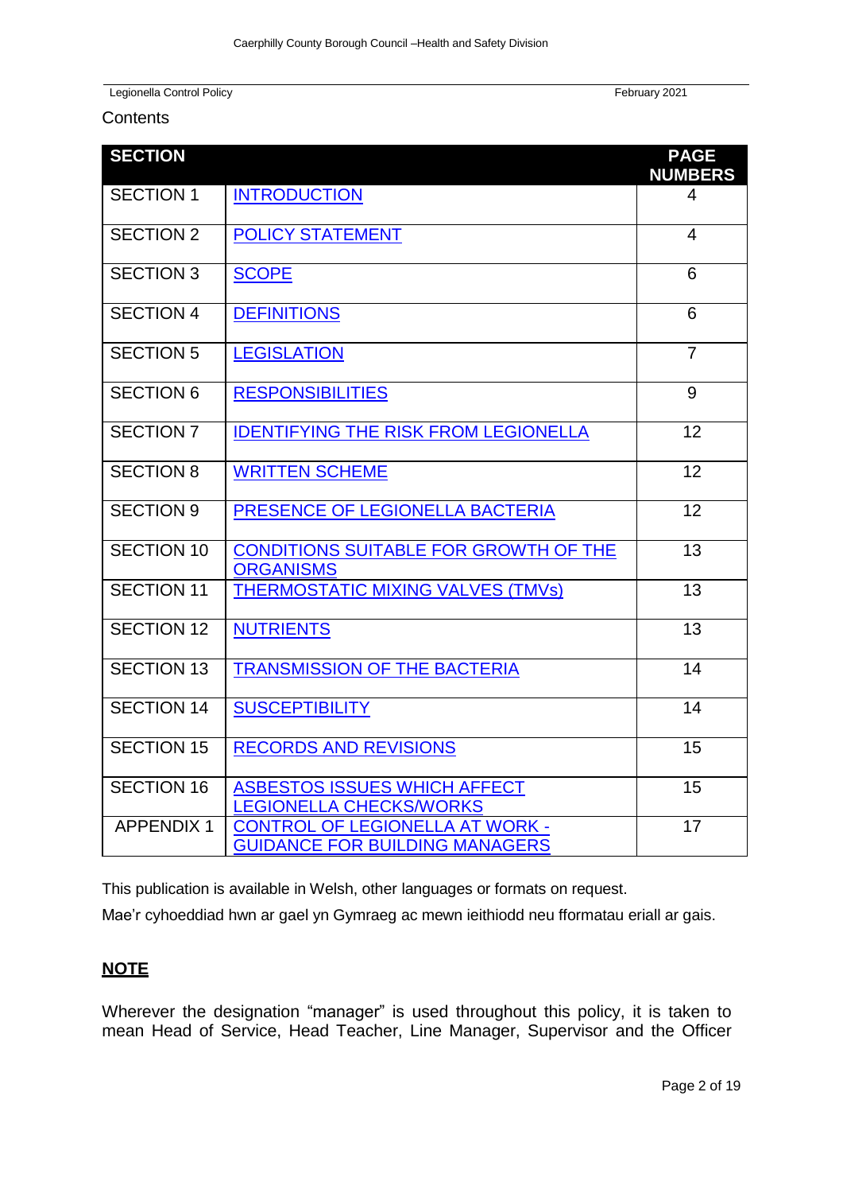Contents

| SECTION | | PAGE NUMBERS |
|---|---|---|
| SECTION 1 | INTRODUCTION | 4 |
| SECTION 2 | POLICY STATEMENT | 4 |
| SECTION 3 | SCOPE | 6 |
| SECTION 4 | DEFINITIONS | 6 |
| SECTION 5 | LEGISLATION | 7 |
| SECTION 6 | RESPONSIBILITIES | 9 |
| SECTION 7 | IDENTIFYING THE RISK FROM LEGIONELLA | 12 |
| SECTION 8 | WRITTEN SCHEME | 12 |
| SECTION 9 | PRESENCE OF LEGIONELLA BACTERIA | 12 |
| SECTION 10 | CONDITIONS SUITABLE FOR GROWTH OF THE ORGANISMS | 13 |
| SECTION 11 | THERMOSTATIC MIXING VALVES (TMVs) | 13 |
| SECTION 12 | NUTRIENTS | 13 |
| SECTION 13 | TRANSMISSION OF THE BACTERIA | 14 |
| SECTION 14 | SUSCEPTIBILITY | 14 |
| SECTION 15 | RECORDS AND REVISIONS | 15 |
| SECTION 16 | ASBESTOS ISSUES WHICH AFFECT LEGIONELLA CHECKS/WORKS | 15 |
| APPENDIX 1 | CONTROL OF LEGIONELLA AT WORK - GUIDANCE FOR BUILDING MANAGERS | 17 |

This publication is available in Welsh, other languages or formats on request.

Mae'r cyhoeddiad hwn ar gael yn Gymraeg ac mewn ieithiodd neu fformatau eriall ar gais.

**NOTE**

Wherever the designation "manager" is used throughout this policy, it is taken to mean Head of Service, Head Teacher, Line Manager, Supervisor and the Officer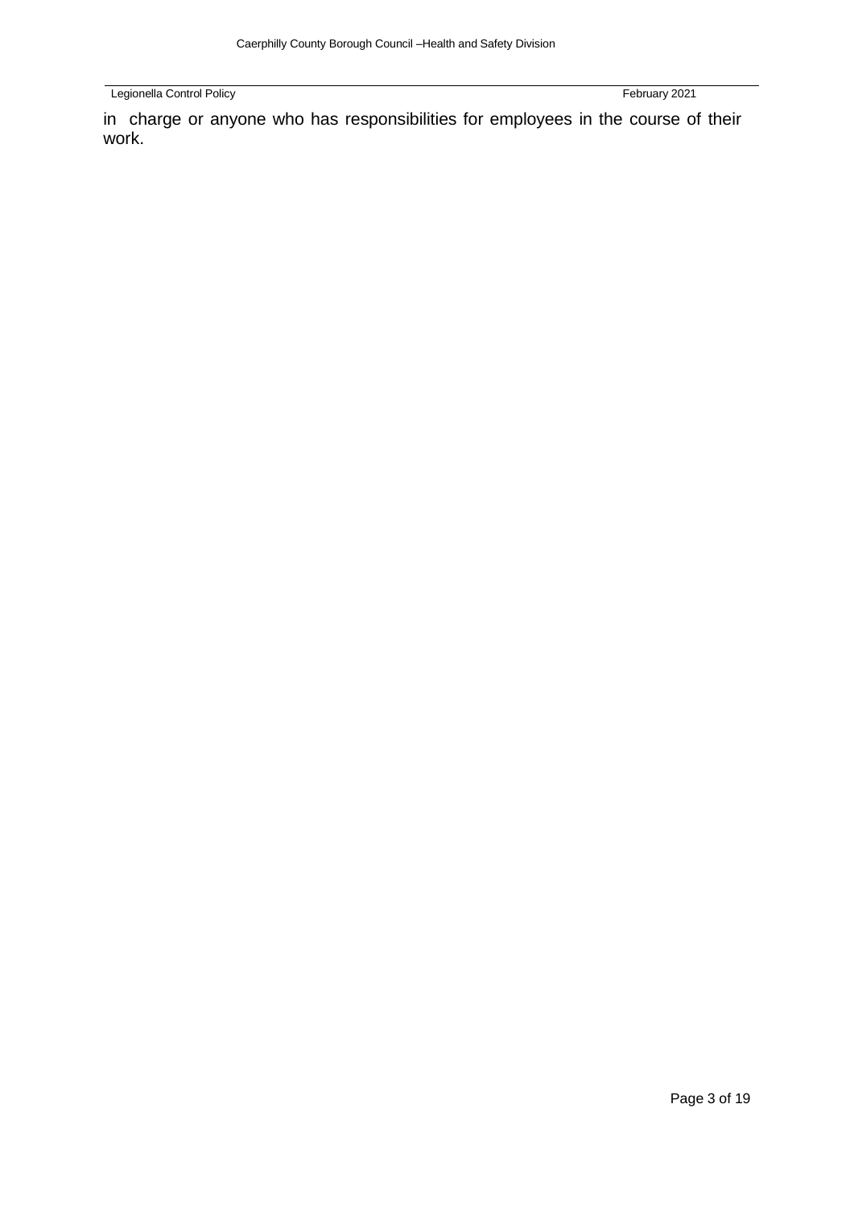in charge or anyone who has responsibilities for employees in the course of their work.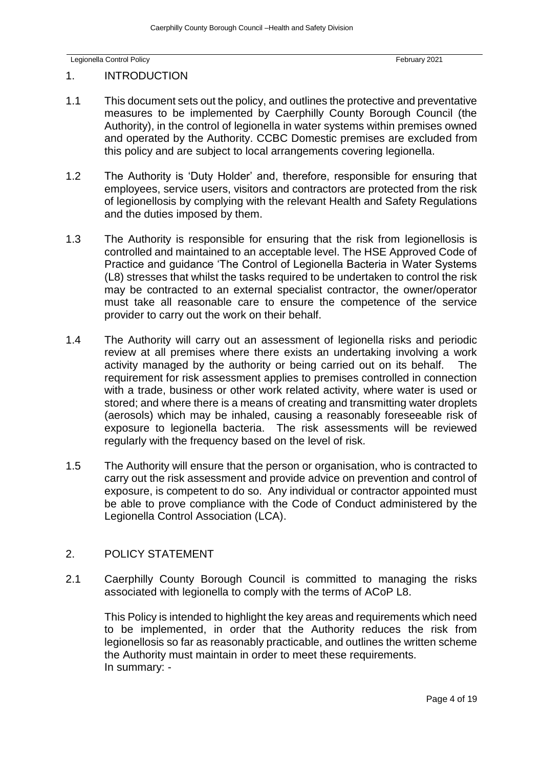## 1. INTRODUCTION

1.1 This document sets out the policy, and outlines the protective and preventative measures to be implemented by Caerphilly County Borough Council (the Authority), in the control of legionella in water systems within premises owned and operated by the Authority. CCBC Domestic premises are excluded from this policy and are subject to local arrangements covering legionella.

1.2 The Authority is 'Duty Holder' and, therefore, responsible for ensuring that employees, service users, visitors and contractors are protected from the risk of legionellosis by complying with the relevant Health and Safety Regulations and the duties imposed by them.

1.3 The Authority is responsible for ensuring that the risk from legionellosis is controlled and maintained to an acceptable level. The HSE Approved Code of Practice and guidance 'The Control of Legionella Bacteria in Water Systems (L8) stresses that whilst the tasks required to be undertaken to control the risk may be contracted to an external specialist contractor, the owner/operator must take all reasonable care to ensure the competence of the service provider to carry out the work on their behalf.

1.4 The Authority will carry out an assessment of legionella risks and periodic review at all premises where there exists an undertaking involving a work activity managed by the authority or being carried out on its behalf. The requirement for risk assessment applies to premises controlled in connection with a trade, business or other work related activity, where water is used or stored; and where there is a means of creating and transmitting water droplets (aerosols) which may be inhaled, causing a reasonably foreseeable risk of exposure to legionella bacteria. The risk assessments will be reviewed regularly with the frequency based on the level of risk.

1.5 The Authority will ensure that the person or organisation, who is contracted to carry out the risk assessment and provide advice on prevention and control of exposure, is competent to do so. Any individual or contractor appointed must be able to prove compliance with the Code of Conduct administered by the Legionella Control Association (LCA).

## 2. POLICY STATEMENT

2.1 Caerphilly County Borough Council is committed to managing the risks associated with legionella to comply with the terms of ACoP L8.

This Policy is intended to highlight the key areas and requirements which need to be implemented, in order that the Authority reduces the risk from legionellosis so far as reasonably practicable, and outlines the written scheme the Authority must maintain in order to meet these requirements.
In summary: -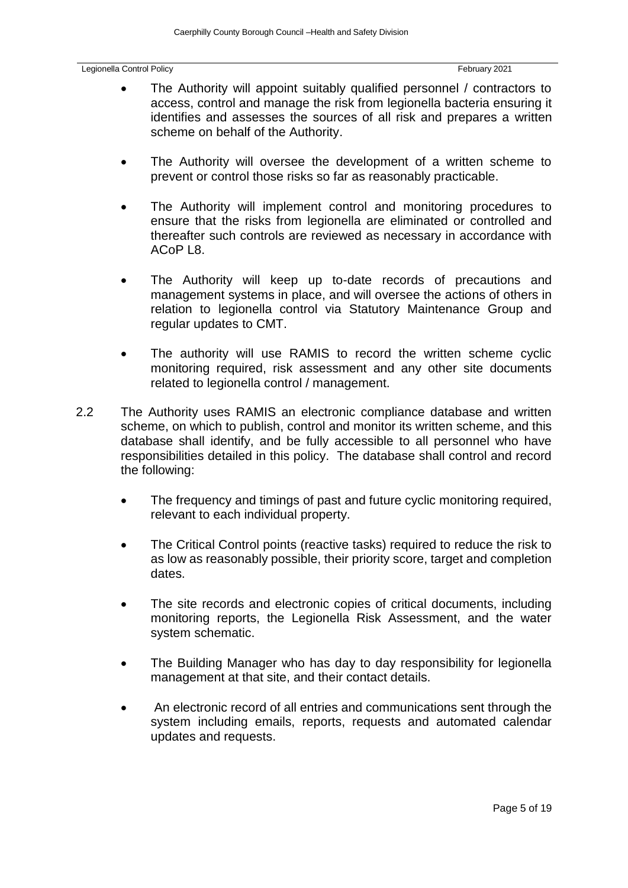- The Authority will appoint suitably qualified personnel / contractors to access, control and manage the risk from legionella bacteria ensuring it identifies and assesses the sources of all risk and prepares a written scheme on behalf of the Authority.

- The Authority will oversee the development of a written scheme to prevent or control those risks so far as reasonably practicable.

- The Authority will implement control and monitoring procedures to ensure that the risks from legionella are eliminated or controlled and thereafter such controls are reviewed as necessary in accordance with ACoP L8.

- The Authority will keep up to-date records of precautions and management systems in place, and will oversee the actions of others in relation to legionella control via Statutory Maintenance Group and regular updates to CMT.

- The authority will use RAMIS to record the written scheme cyclic monitoring required, risk assessment and any other site documents related to legionella control / management.

2.2 The Authority uses RAMIS an electronic compliance database and written scheme, on which to publish, control and monitor its written scheme, and this database shall identify, and be fully accessible to all personnel who have responsibilities detailed in this policy. The database shall control and record the following:

- The frequency and timings of past and future cyclic monitoring required, relevant to each individual property.

- The Critical Control points (reactive tasks) required to reduce the risk to as low as reasonably possible, their priority score, target and completion dates.

- The site records and electronic copies of critical documents, including monitoring reports, the Legionella Risk Assessment, and the water system schematic.

- The Building Manager who has day to day responsibility for legionella management at that site, and their contact details.

- An electronic record of all entries and communications sent through the system including emails, reports, requests and automated calendar updates and requests.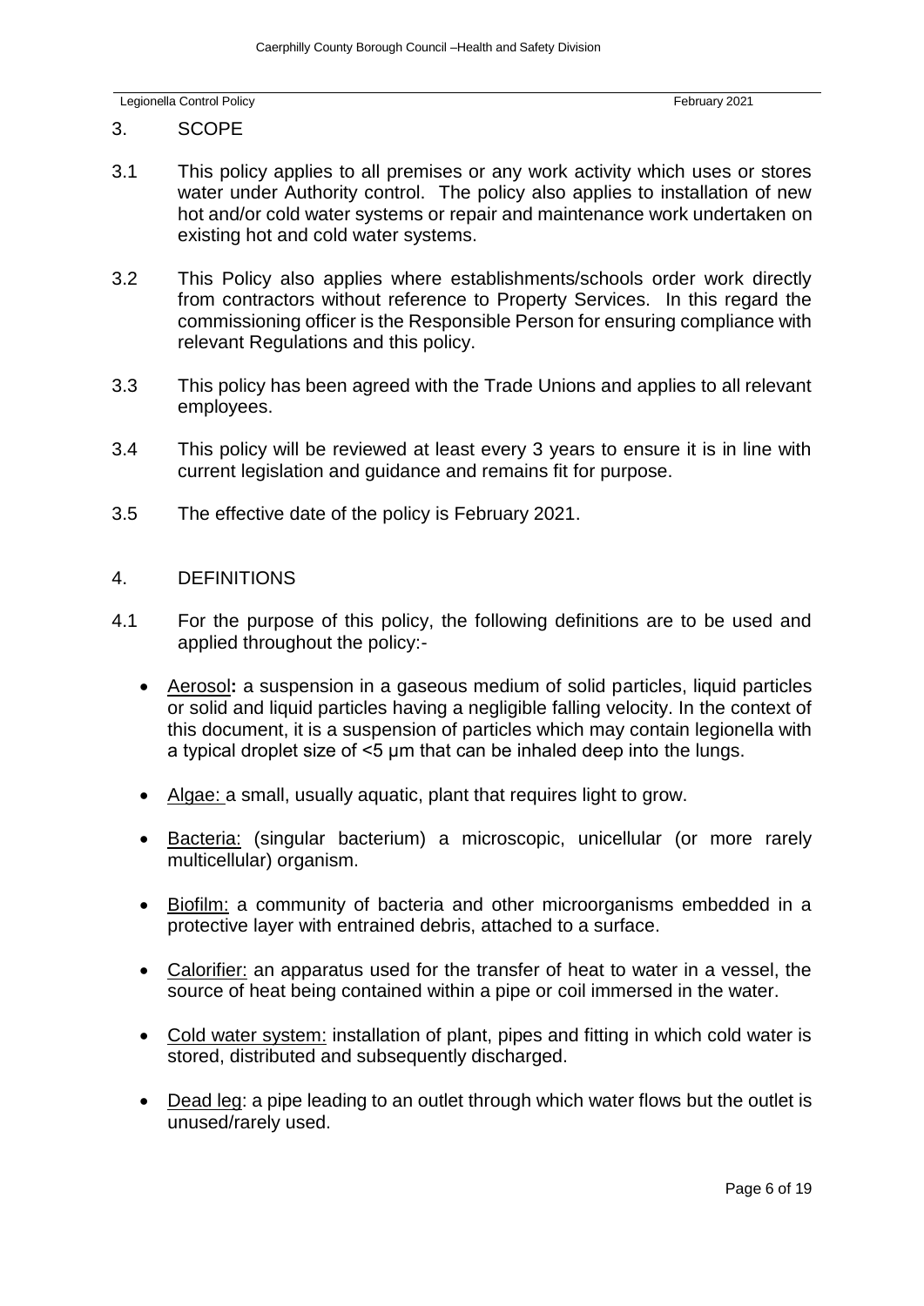## 3. SCOPE

3.1 This policy applies to all premises or any work activity which uses or stores water under Authority control. The policy also applies to installation of new hot and/or cold water systems or repair and maintenance work undertaken on existing hot and cold water systems.

3.2 This Policy also applies where establishments/schools order work directly from contractors without reference to Property Services. In this regard the commissioning officer is the Responsible Person for ensuring compliance with relevant Regulations and this policy.

3.3 This policy has been agreed with the Trade Unions and applies to all relevant employees.

3.4 This policy will be reviewed at least every 3 years to ensure it is in line with current legislation and guidance and remains fit for purpose.

3.5 The effective date of the policy is February 2021.

## 4. DEFINITIONS

4.1 For the purpose of this policy, the following definitions are to be used and applied throughout the policy:-

- Aerosol**:** a suspension in a gaseous medium of solid particles, liquid particles or solid and liquid particles having a negligible falling velocity. In the context of this document, it is a suspension of particles which may contain legionella with a typical droplet size of <5 μm that can be inhaled deep into the lungs.
- Algae: a small, usually aquatic, plant that requires light to grow.
- Bacteria: (singular bacterium) a microscopic, unicellular (or more rarely multicellular) organism.
- Biofilm: a community of bacteria and other microorganisms embedded in a protective layer with entrained debris, attached to a surface.
- Calorifier: an apparatus used for the transfer of heat to water in a vessel, the source of heat being contained within a pipe or coil immersed in the water.
- Cold water system: installation of plant, pipes and fitting in which cold water is stored, distributed and subsequently discharged.
- Dead leg: a pipe leading to an outlet through which water flows but the outlet is unused/rarely used.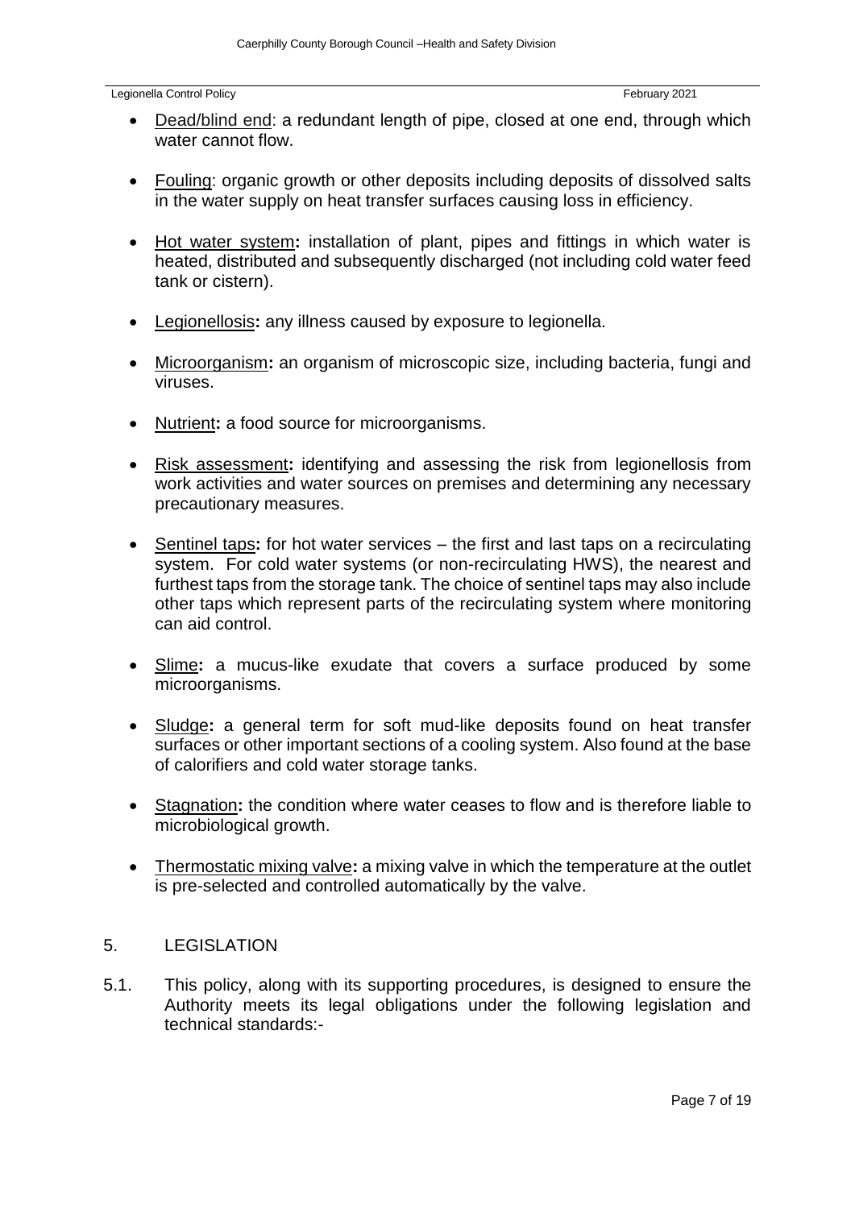- Dead/blind end: a redundant length of pipe, closed at one end, through which water cannot flow.

- Fouling: organic growth or other deposits including deposits of dissolved salts in the water supply on heat transfer surfaces causing loss in efficiency.

- Hot water system**:** installation of plant, pipes and fittings in which water is heated, distributed and subsequently discharged (not including cold water feed tank or cistern).

- Legionellosis**:** any illness caused by exposure to legionella.

- Microorganism**:** an organism of microscopic size, including bacteria, fungi and viruses.

- Nutrient**:** a food source for microorganisms.

- Risk assessment**:** identifying and assessing the risk from legionellosis from work activities and water sources on premises and determining any necessary precautionary measures.

- Sentinel taps**:** for hot water services – the first and last taps on a recirculating system. For cold water systems (or non-recirculating HWS), the nearest and furthest taps from the storage tank. The choice of sentinel taps may also include other taps which represent parts of the recirculating system where monitoring can aid control.

- Slime**:** a mucus-like exudate that covers a surface produced by some microorganisms.

- Sludge**:** a general term for soft mud-like deposits found on heat transfer surfaces or other important sections of a cooling system. Also found at the base of calorifiers and cold water storage tanks.

- Stagnation**:** the condition where water ceases to flow and is therefore liable to microbiological growth.

- Thermostatic mixing valve**:** a mixing valve in which the temperature at the outlet is pre-selected and controlled automatically by the valve.

## 5. LEGISLATION

5.1. This policy, along with its supporting procedures, is designed to ensure the Authority meets its legal obligations under the following legislation and technical standards:-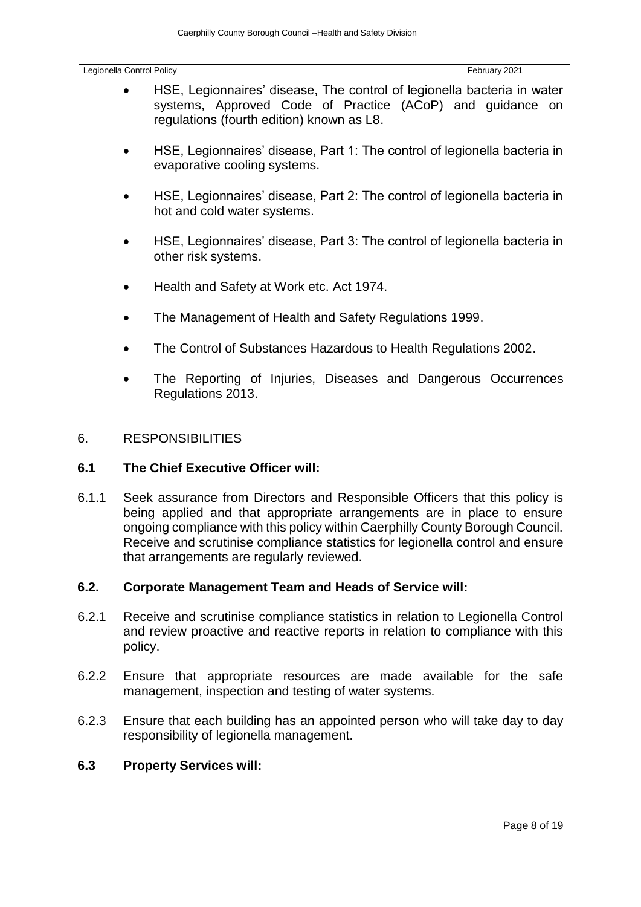- HSE, Legionnaires' disease, The control of legionella bacteria in water systems, Approved Code of Practice (ACoP) and guidance on regulations (fourth edition) known as L8.

- HSE, Legionnaires' disease, Part 1: The control of legionella bacteria in evaporative cooling systems.

- HSE, Legionnaires' disease, Part 2: The control of legionella bacteria in hot and cold water systems.

- HSE, Legionnaires' disease, Part 3: The control of legionella bacteria in other risk systems.

- Health and Safety at Work etc. Act 1974.

- The Management of Health and Safety Regulations 1999.

- The Control of Substances Hazardous to Health Regulations 2002.

- The Reporting of Injuries, Diseases and Dangerous Occurrences Regulations 2013.

## 6. RESPONSIBILITIES

### 6.1 The Chief Executive Officer will:

6.1.1 Seek assurance from Directors and Responsible Officers that this policy is being applied and that appropriate arrangements are in place to ensure ongoing compliance with this policy within Caerphilly County Borough Council. Receive and scrutinise compliance statistics for legionella control and ensure that arrangements are regularly reviewed.

### 6.2. Corporate Management Team and Heads of Service will:

6.2.1 Receive and scrutinise compliance statistics in relation to Legionella Control and review proactive and reactive reports in relation to compliance with this policy.

6.2.2 Ensure that appropriate resources are made available for the safe management, inspection and testing of water systems.

6.2.3 Ensure that each building has an appointed person who will take day to day responsibility of legionella management.

### 6.3 Property Services will: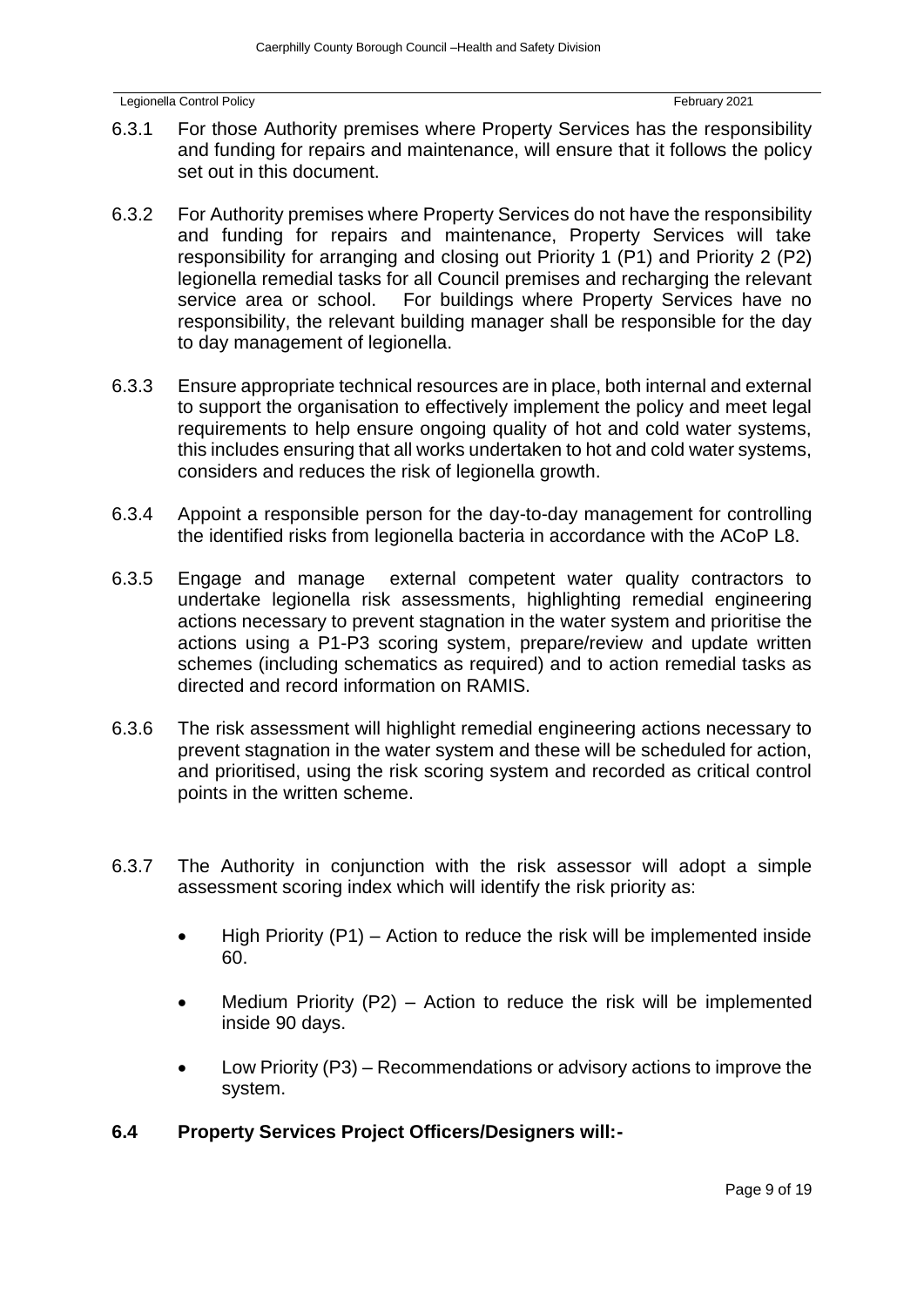6.3.1 For those Authority premises where Property Services has the responsibility and funding for repairs and maintenance, will ensure that it follows the policy set out in this document.

6.3.2 For Authority premises where Property Services do not have the responsibility and funding for repairs and maintenance, Property Services will take responsibility for arranging and closing out Priority 1 (P1) and Priority 2 (P2) legionella remedial tasks for all Council premises and recharging the relevant service area or school. For buildings where Property Services have no responsibility, the relevant building manager shall be responsible for the day to day management of legionella.

6.3.3 Ensure appropriate technical resources are in place, both internal and external to support the organisation to effectively implement the policy and meet legal requirements to help ensure ongoing quality of hot and cold water systems, this includes ensuring that all works undertaken to hot and cold water systems, considers and reduces the risk of legionella growth.

6.3.4 Appoint a responsible person for the day-to-day management for controlling the identified risks from legionella bacteria in accordance with the ACoP L8.

6.3.5 Engage and manage external competent water quality contractors to undertake legionella risk assessments, highlighting remedial engineering actions necessary to prevent stagnation in the water system and prioritise the actions using a P1-P3 scoring system, prepare/review and update written schemes (including schematics as required) and to action remedial tasks as directed and record information on RAMIS.

6.3.6 The risk assessment will highlight remedial engineering actions necessary to prevent stagnation in the water system and these will be scheduled for action, and prioritised, using the risk scoring system and recorded as critical control points in the written scheme.

6.3.7 The Authority in conjunction with the risk assessor will adopt a simple assessment scoring index which will identify the risk priority as:

- High Priority (P1) – Action to reduce the risk will be implemented inside 60.
- Medium Priority (P2) – Action to reduce the risk will be implemented inside 90 days.
- Low Priority (P3) – Recommendations or advisory actions to improve the system.

**6.4 Property Services Project Officers/Designers will:-**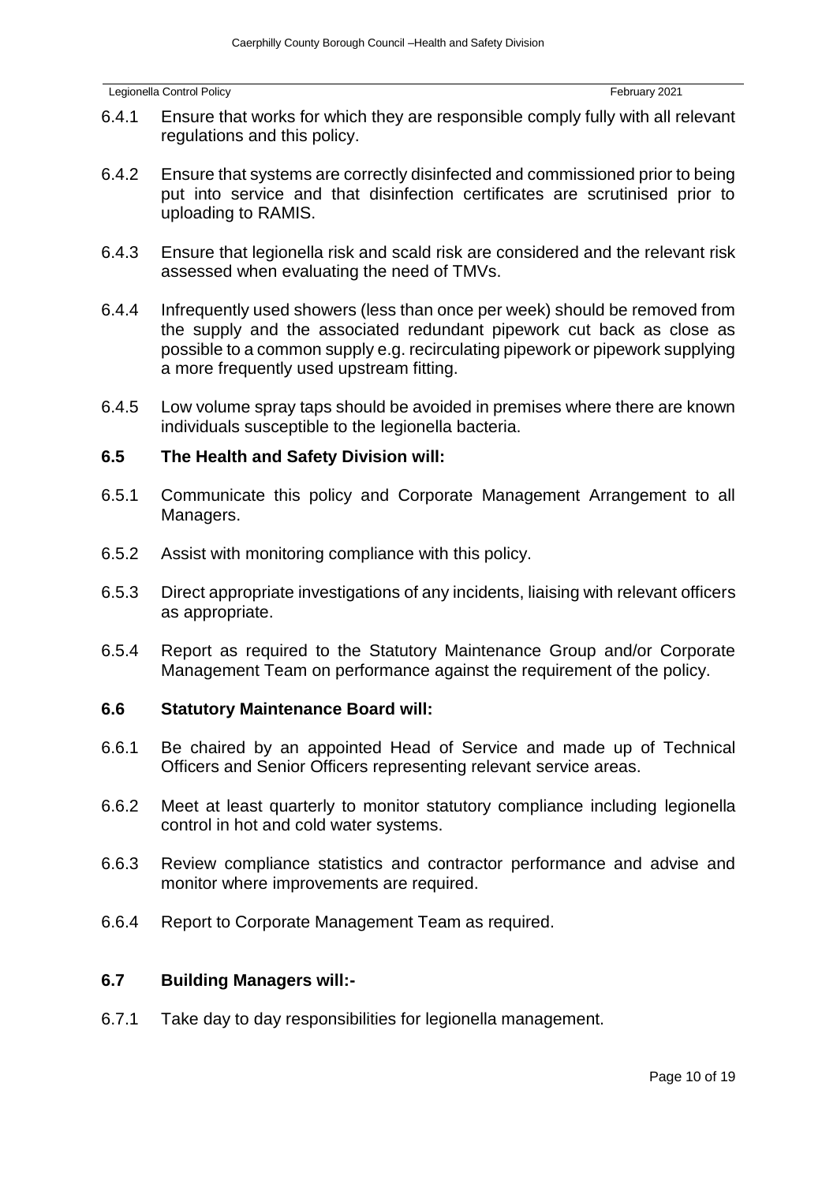6.4.1 Ensure that works for which they are responsible comply fully with all relevant regulations and this policy.

6.4.2 Ensure that systems are correctly disinfected and commissioned prior to being put into service and that disinfection certificates are scrutinised prior to uploading to RAMIS.

6.4.3 Ensure that legionella risk and scald risk are considered and the relevant risk assessed when evaluating the need of TMVs.

6.4.4 Infrequently used showers (less than once per week) should be removed from the supply and the associated redundant pipework cut back as close as possible to a common supply e.g. recirculating pipework or pipework supplying a more frequently used upstream fitting.

6.4.5 Low volume spray taps should be avoided in premises where there are known individuals susceptible to the legionella bacteria.

### 6.5 The Health and Safety Division will:

6.5.1 Communicate this policy and Corporate Management Arrangement to all Managers.

6.5.2 Assist with monitoring compliance with this policy.

6.5.3 Direct appropriate investigations of any incidents, liaising with relevant officers as appropriate.

6.5.4 Report as required to the Statutory Maintenance Group and/or Corporate Management Team on performance against the requirement of the policy.

### 6.6 Statutory Maintenance Board will:

6.6.1 Be chaired by an appointed Head of Service and made up of Technical Officers and Senior Officers representing relevant service areas.

6.6.2 Meet at least quarterly to monitor statutory compliance including legionella control in hot and cold water systems.

6.6.3 Review compliance statistics and contractor performance and advise and monitor where improvements are required.

6.6.4 Report to Corporate Management Team as required.

### 6.7 Building Managers will:-

6.7.1 Take day to day responsibilities for legionella management.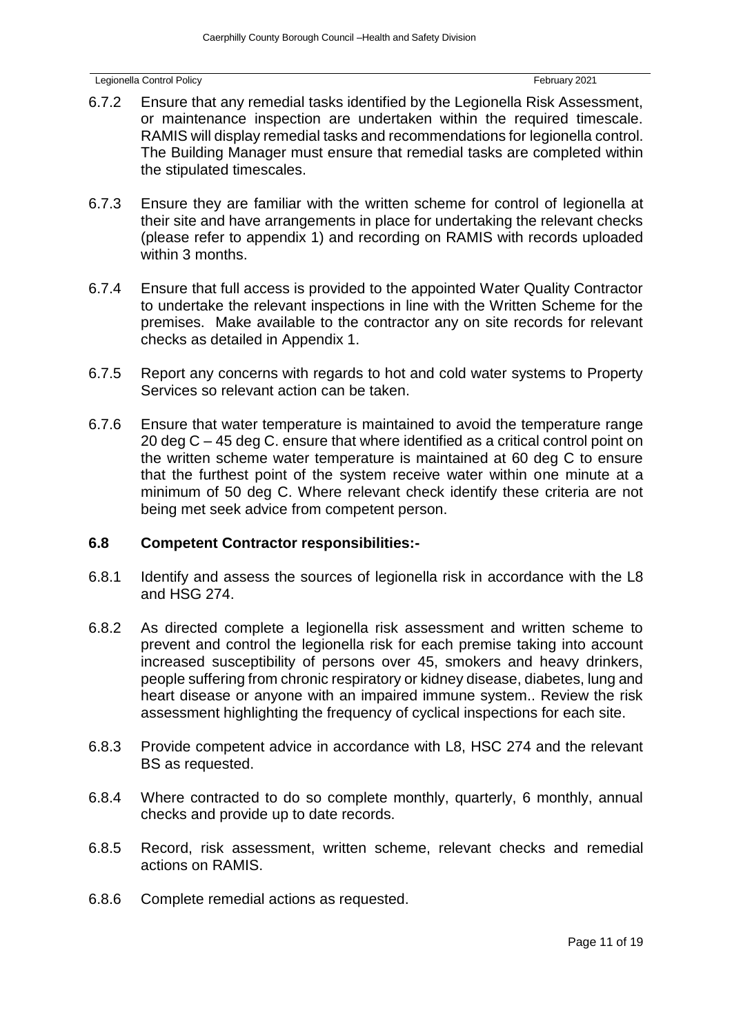6.7.2 Ensure that any remedial tasks identified by the Legionella Risk Assessment, or maintenance inspection are undertaken within the required timescale. RAMIS will display remedial tasks and recommendations for legionella control. The Building Manager must ensure that remedial tasks are completed within the stipulated timescales.

6.7.3 Ensure they are familiar with the written scheme for control of legionella at their site and have arrangements in place for undertaking the relevant checks (please refer to appendix 1) and recording on RAMIS with records uploaded within 3 months.

6.7.4 Ensure that full access is provided to the appointed Water Quality Contractor to undertake the relevant inspections in line with the Written Scheme for the premises. Make available to the contractor any on site records for relevant checks as detailed in Appendix 1.

6.7.5 Report any concerns with regards to hot and cold water systems to Property Services so relevant action can be taken.

6.7.6 Ensure that water temperature is maintained to avoid the temperature range 20 deg C – 45 deg C. ensure that where identified as a critical control point on the written scheme water temperature is maintained at 60 deg C to ensure that the furthest point of the system receive water within one minute at a minimum of 50 deg C. Where relevant check identify these criteria are not being met seek advice from competent person.

### 6.8 Competent Contractor responsibilities:-

6.8.1 Identify and assess the sources of legionella risk in accordance with the L8 and HSG 274.

6.8.2 As directed complete a legionella risk assessment and written scheme to prevent and control the legionella risk for each premise taking into account increased susceptibility of persons over 45, smokers and heavy drinkers, people suffering from chronic respiratory or kidney disease, diabetes, lung and heart disease or anyone with an impaired immune system.. Review the risk assessment highlighting the frequency of cyclical inspections for each site.

6.8.3 Provide competent advice in accordance with L8, HSC 274 and the relevant BS as requested.

6.8.4 Where contracted to do so complete monthly, quarterly, 6 monthly, annual checks and provide up to date records.

6.8.5 Record, risk assessment, written scheme, relevant checks and remedial actions on RAMIS.

6.8.6 Complete remedial actions as requested.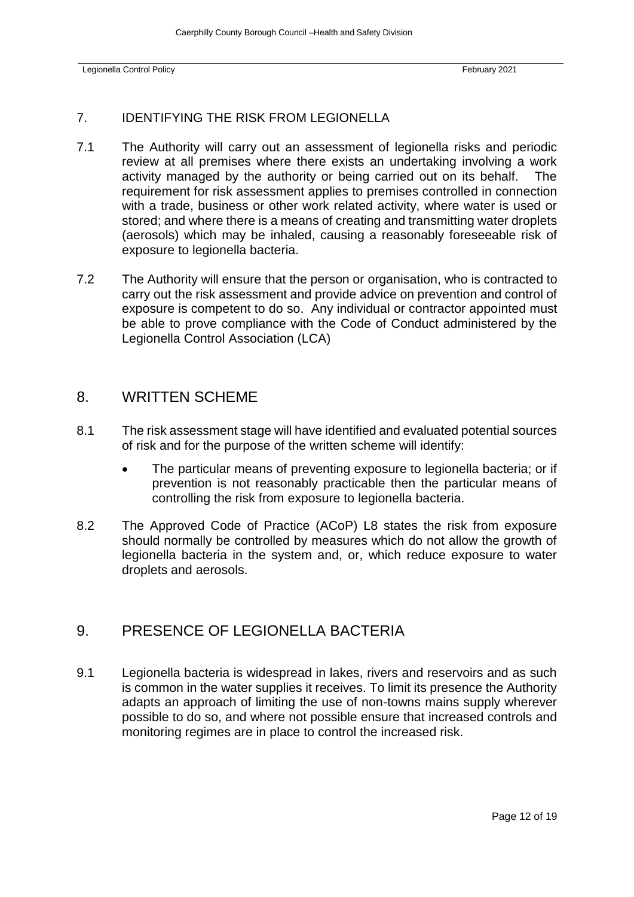## 7. IDENTIFYING THE RISK FROM LEGIONELLA

7.1 The Authority will carry out an assessment of legionella risks and periodic review at all premises where there exists an undertaking involving a work activity managed by the authority or being carried out on its behalf. The requirement for risk assessment applies to premises controlled in connection with a trade, business or other work related activity, where water is used or stored; and where there is a means of creating and transmitting water droplets (aerosols) which may be inhaled, causing a reasonably foreseeable risk of exposure to legionella bacteria.

7.2 The Authority will ensure that the person or organisation, who is contracted to carry out the risk assessment and provide advice on prevention and control of exposure is competent to do so. Any individual or contractor appointed must be able to prove compliance with the Code of Conduct administered by the Legionella Control Association (LCA)

## 8. WRITTEN SCHEME

8.1 The risk assessment stage will have identified and evaluated potential sources of risk and for the purpose of the written scheme will identify:

- The particular means of preventing exposure to legionella bacteria; or if prevention is not reasonably practicable then the particular means of controlling the risk from exposure to legionella bacteria.

8.2 The Approved Code of Practice (ACoP) L8 states the risk from exposure should normally be controlled by measures which do not allow the growth of legionella bacteria in the system and, or, which reduce exposure to water droplets and aerosols.

## 9. PRESENCE OF LEGIONELLA BACTERIA

9.1 Legionella bacteria is widespread in lakes, rivers and reservoirs and as such is common in the water supplies it receives. To limit its presence the Authority adapts an approach of limiting the use of non-towns mains supply wherever possible to do so, and where not possible ensure that increased controls and monitoring regimes are in place to control the increased risk.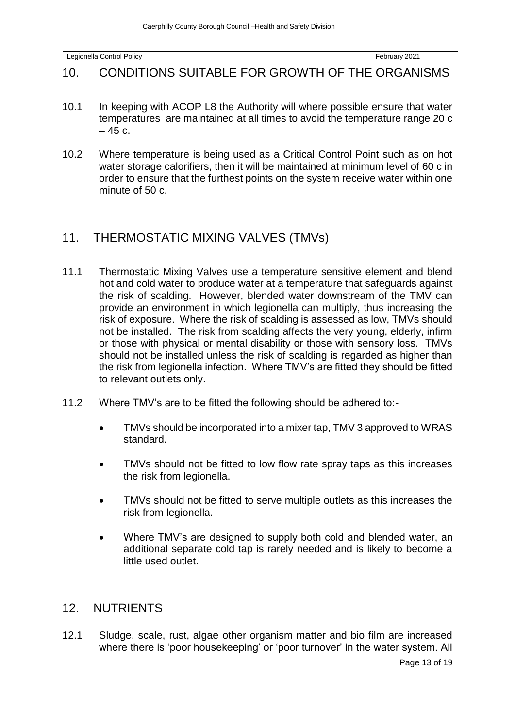## 10. CONDITIONS SUITABLE FOR GROWTH OF THE ORGANISMS

10.1 In keeping with ACOP L8 the Authority will where possible ensure that water temperatures are maintained at all times to avoid the temperature range 20 c – 45 c.

10.2 Where temperature is being used as a Critical Control Point such as on hot water storage calorifiers, then it will be maintained at minimum level of 60 c in order to ensure that the furthest points on the system receive water within one minute of 50 c.

## 11. THERMOSTATIC MIXING VALVES (TMVs)

11.1 Thermostatic Mixing Valves use a temperature sensitive element and blend hot and cold water to produce water at a temperature that safeguards against the risk of scalding. However, blended water downstream of the TMV can provide an environment in which legionella can multiply, thus increasing the risk of exposure. Where the risk of scalding is assessed as low, TMVs should not be installed. The risk from scalding affects the very young, elderly, infirm or those with physical or mental disability or those with sensory loss. TMVs should not be installed unless the risk of scalding is regarded as higher than the risk from legionella infection. Where TMV's are fitted they should be fitted to relevant outlets only.

11.2 Where TMV's are to be fitted the following should be adhered to:-

- TMVs should be incorporated into a mixer tap, TMV 3 approved to WRAS standard.
- TMVs should not be fitted to low flow rate spray taps as this increases the risk from legionella.
- TMVs should not be fitted to serve multiple outlets as this increases the risk from legionella.
- Where TMV's are designed to supply both cold and blended water, an additional separate cold tap is rarely needed and is likely to become a little used outlet.

## 12. NUTRIENTS

12.1 Sludge, scale, rust, algae other organism matter and bio film are increased where there is 'poor housekeeping' or 'poor turnover' in the water system. All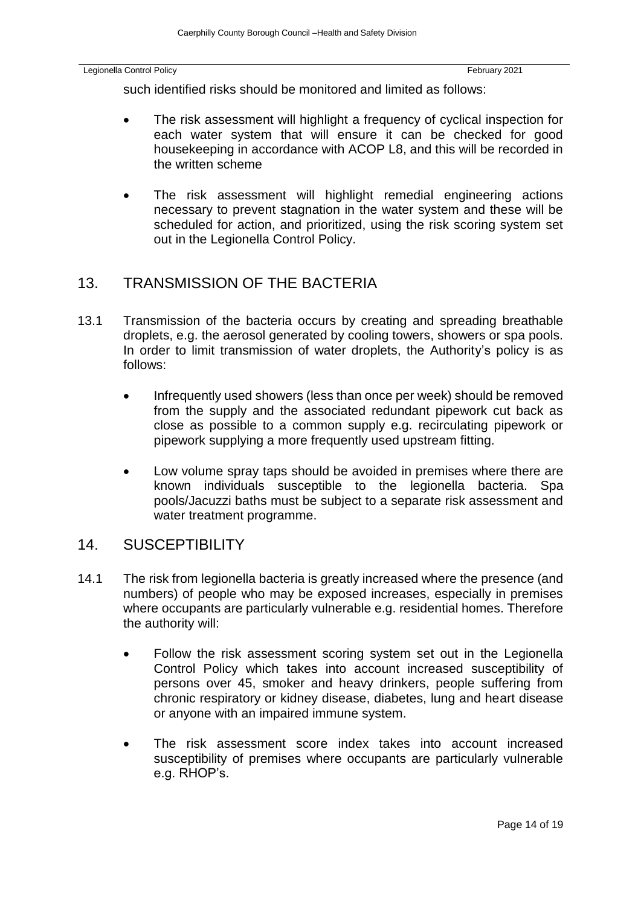such identified risks should be monitored and limited as follows:

- The risk assessment will highlight a frequency of cyclical inspection for each water system that will ensure it can be checked for good housekeeping in accordance with ACOP L8, and this will be recorded in the written scheme
- The risk assessment will highlight remedial engineering actions necessary to prevent stagnation in the water system and these will be scheduled for action, and prioritized, using the risk scoring system set out in the Legionella Control Policy.

## 13. TRANSMISSION OF THE BACTERIA

13.1 Transmission of the bacteria occurs by creating and spreading breathable droplets, e.g. the aerosol generated by cooling towers, showers or spa pools. In order to limit transmission of water droplets, the Authority's policy is as follows:

- Infrequently used showers (less than once per week) should be removed from the supply and the associated redundant pipework cut back as close as possible to a common supply e.g. recirculating pipework or pipework supplying a more frequently used upstream fitting.
- Low volume spray taps should be avoided in premises where there are known individuals susceptible to the legionella bacteria. Spa pools/Jacuzzi baths must be subject to a separate risk assessment and water treatment programme.

## 14. SUSCEPTIBILITY

14.1 The risk from legionella bacteria is greatly increased where the presence (and numbers) of people who may be exposed increases, especially in premises where occupants are particularly vulnerable e.g. residential homes. Therefore the authority will:

- Follow the risk assessment scoring system set out in the Legionella Control Policy which takes into account increased susceptibility of persons over 45, smoker and heavy drinkers, people suffering from chronic respiratory or kidney disease, diabetes, lung and heart disease or anyone with an impaired immune system.
- The risk assessment score index takes into account increased susceptibility of premises where occupants are particularly vulnerable e.g. RHOP's.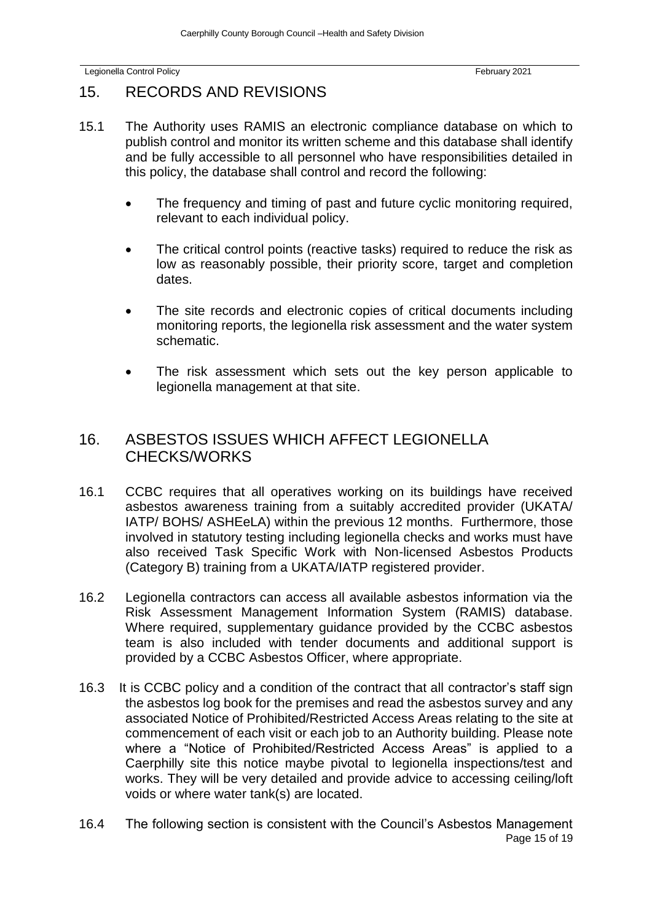## 15. RECORDS AND REVISIONS

15.1 The Authority uses RAMIS an electronic compliance database on which to publish control and monitor its written scheme and this database shall identify and be fully accessible to all personnel who have responsibilities detailed in this policy, the database shall control and record the following:

- The frequency and timing of past and future cyclic monitoring required, relevant to each individual policy.
- The critical control points (reactive tasks) required to reduce the risk as low as reasonably possible, their priority score, target and completion dates.
- The site records and electronic copies of critical documents including monitoring reports, the legionella risk assessment and the water system schematic.
- The risk assessment which sets out the key person applicable to legionella management at that site.

## 16. ASBESTOS ISSUES WHICH AFFECT LEGIONELLA CHECKS/WORKS

16.1 CCBC requires that all operatives working on its buildings have received asbestos awareness training from a suitably accredited provider (UKATA/ IATP/ BOHS/ ASHEeLA) within the previous 12 months. Furthermore, those involved in statutory testing including legionella checks and works must have also received Task Specific Work with Non-licensed Asbestos Products (Category B) training from a UKATA/IATP registered provider.

16.2 Legionella contractors can access all available asbestos information via the Risk Assessment Management Information System (RAMIS) database. Where required, supplementary guidance provided by the CCBC asbestos team is also included with tender documents and additional support is provided by a CCBC Asbestos Officer, where appropriate.

16.3 It is CCBC policy and a condition of the contract that all contractor's staff sign the asbestos log book for the premises and read the asbestos survey and any associated Notice of Prohibited/Restricted Access Areas relating to the site at commencement of each visit or each job to an Authority building. Please note where a "Notice of Prohibited/Restricted Access Areas" is applied to a Caerphilly site this notice maybe pivotal to legionella inspections/test and works. They will be very detailed and provide advice to accessing ceiling/loft voids or where water tank(s) are located.

16.4 The following section is consistent with the Council's Asbestos Management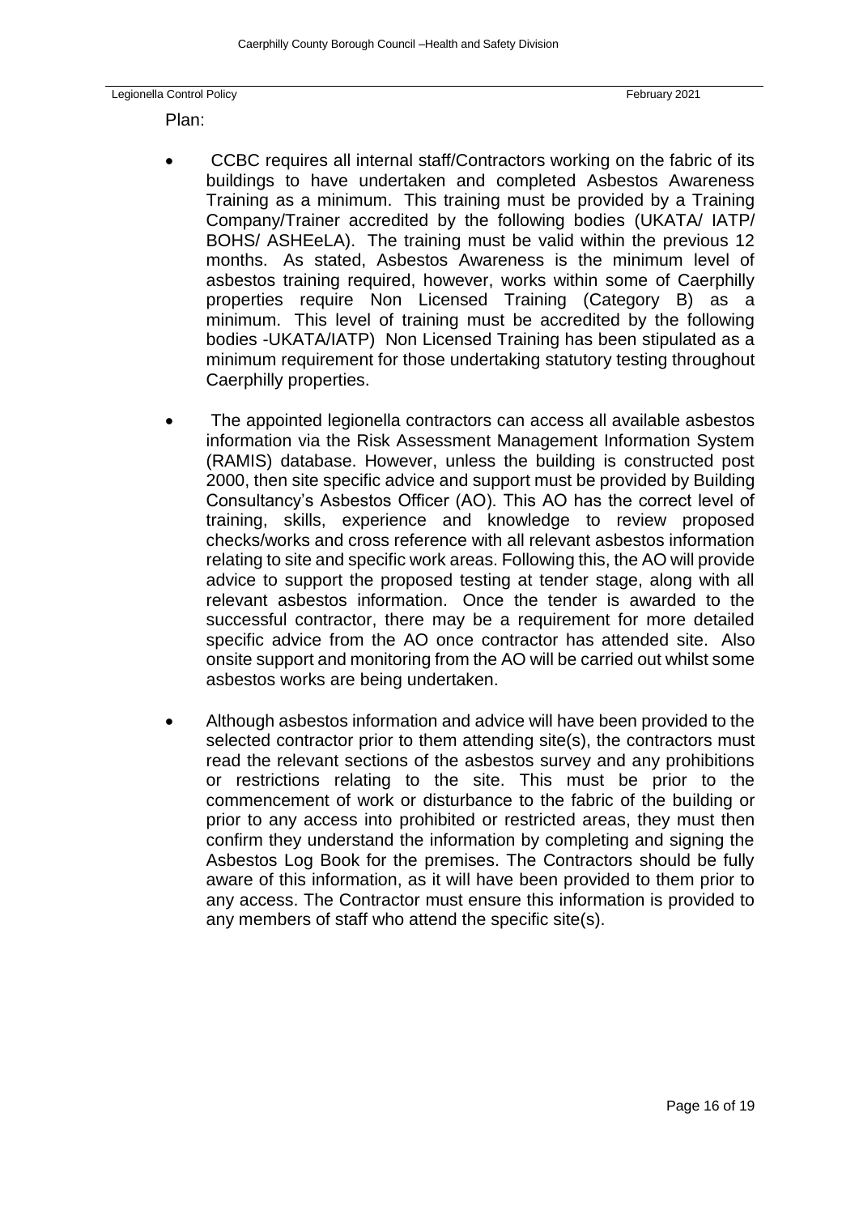Plan:

- CCBC requires all internal staff/Contractors working on the fabric of its buildings to have undertaken and completed Asbestos Awareness Training as a minimum. This training must be provided by a Training Company/Trainer accredited by the following bodies (UKATA/ IATP/ BOHS/ ASHEeLA). The training must be valid within the previous 12 months. As stated, Asbestos Awareness is the minimum level of asbestos training required, however, works within some of Caerphilly properties require Non Licensed Training (Category B) as a minimum. This level of training must be accredited by the following bodies -UKATA/IATP) Non Licensed Training has been stipulated as a minimum requirement for those undertaking statutory testing throughout Caerphilly properties.

- The appointed legionella contractors can access all available asbestos information via the Risk Assessment Management Information System (RAMIS) database. However, unless the building is constructed post 2000, then site specific advice and support must be provided by Building Consultancy's Asbestos Officer (AO). This AO has the correct level of training, skills, experience and knowledge to review proposed checks/works and cross reference with all relevant asbestos information relating to site and specific work areas. Following this, the AO will provide advice to support the proposed testing at tender stage, along with all relevant asbestos information. Once the tender is awarded to the successful contractor, there may be a requirement for more detailed specific advice from the AO once contractor has attended site. Also onsite support and monitoring from the AO will be carried out whilst some asbestos works are being undertaken.

- Although asbestos information and advice will have been provided to the selected contractor prior to them attending site(s), the contractors must read the relevant sections of the asbestos survey and any prohibitions or restrictions relating to the site. This must be prior to the commencement of work or disturbance to the fabric of the building or prior to any access into prohibited or restricted areas, they must then confirm they understand the information by completing and signing the Asbestos Log Book for the premises. The Contractors should be fully aware of this information, as it will have been provided to them prior to any access. The Contractor must ensure this information is provided to any members of staff who attend the specific site(s).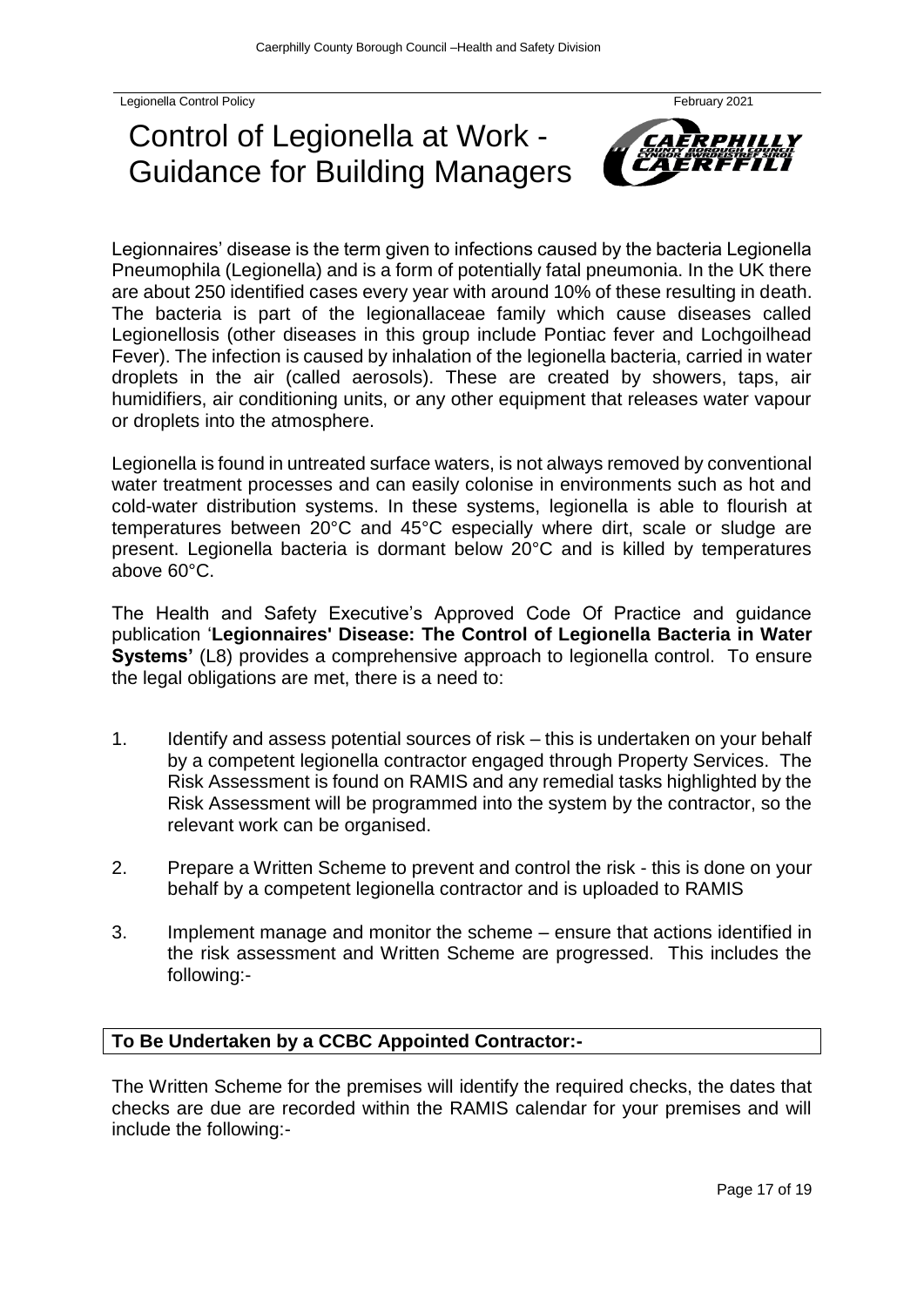# Control of Legionella at Work - Guidance for Building Managers

Legionnaires' disease is the term given to infections caused by the bacteria Legionella Pneumophila (Legionella) and is a form of potentially fatal pneumonia. In the UK there are about 250 identified cases every year with around 10% of these resulting in death. The bacteria is part of the legionallaceae family which cause diseases called Legionellosis (other diseases in this group include Pontiac fever and Lochgoilhead Fever). The infection is caused by inhalation of the legionella bacteria, carried in water droplets in the air (called aerosols). These are created by showers, taps, air humidifiers, air conditioning units, or any other equipment that releases water vapour or droplets into the atmosphere.

Legionella is found in untreated surface waters, is not always removed by conventional water treatment processes and can easily colonise in environments such as hot and cold-water distribution systems. In these systems, legionella is able to flourish at temperatures between 20°C and 45°C especially where dirt, scale or sludge are present. Legionella bacteria is dormant below 20°C and is killed by temperatures above 60°C.

The Health and Safety Executive's Approved Code Of Practice and guidance publication '**Legionnaires' Disease: The Control of Legionella Bacteria in Water Systems'** (L8) provides a comprehensive approach to legionella control. To ensure the legal obligations are met, there is a need to:

1. Identify and assess potential sources of risk – this is undertaken on your behalf by a competent legionella contractor engaged through Property Services. The Risk Assessment is found on RAMIS and any remedial tasks highlighted by the Risk Assessment will be programmed into the system by the contractor, so the relevant work can be organised.

2. Prepare a Written Scheme to prevent and control the risk - this is done on your behalf by a competent legionella contractor and is uploaded to RAMIS

3. Implement manage and monitor the scheme – ensure that actions identified in the risk assessment and Written Scheme are progressed. This includes the following:-

**To Be Undertaken by a CCBC Appointed Contractor:-**

The Written Scheme for the premises will identify the required checks, the dates that checks are due are recorded within the RAMIS calendar for your premises and will include the following:-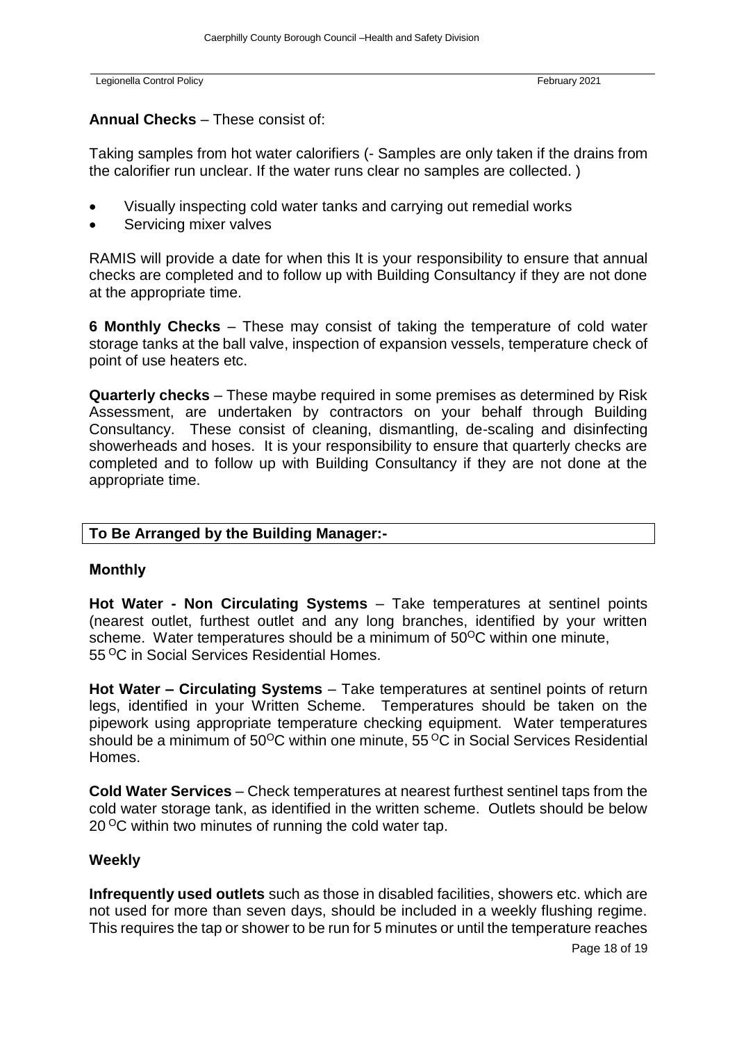**Annual Checks** – These consist of:

Taking samples from hot water calorifiers (- Samples are only taken if the drains from the calorifier run unclear. If the water runs clear no samples are collected. )

- Visually inspecting cold water tanks and carrying out remedial works
- Servicing mixer valves

RAMIS will provide a date for when this It is your responsibility to ensure that annual checks are completed and to follow up with Building Consultancy if they are not done at the appropriate time.

**6 Monthly Checks** – These may consist of taking the temperature of cold water storage tanks at the ball valve, inspection of expansion vessels, temperature check of point of use heaters etc.

**Quarterly checks** – These maybe required in some premises as determined by Risk Assessment, are undertaken by contractors on your behalf through Building Consultancy. These consist of cleaning, dismantling, de-scaling and disinfecting showerheads and hoses. It is your responsibility to ensure that quarterly checks are completed and to follow up with Building Consultancy if they are not done at the appropriate time.

**To Be Arranged by the Building Manager:-**

**Monthly**

**Hot Water - Non Circulating Systems** – Take temperatures at sentinel points (nearest outlet, furthest outlet and any long branches, identified by your written scheme. Water temperatures should be a minimum of 50°C within one minute, 55 °C in Social Services Residential Homes.

**Hot Water – Circulating Systems** – Take temperatures at sentinel points of return legs, identified in your Written Scheme. Temperatures should be taken on the pipework using appropriate temperature checking equipment. Water temperatures should be a minimum of 50°C within one minute, 55 °C in Social Services Residential Homes.

**Cold Water Services** – Check temperatures at nearest furthest sentinel taps from the cold water storage tank, as identified in the written scheme. Outlets should be below 20 °C within two minutes of running the cold water tap.

**Weekly**

**Infrequently used outlets** such as those in disabled facilities, showers etc. which are not used for more than seven days, should be included in a weekly flushing regime. This requires the tap or shower to be run for 5 minutes or until the temperature reaches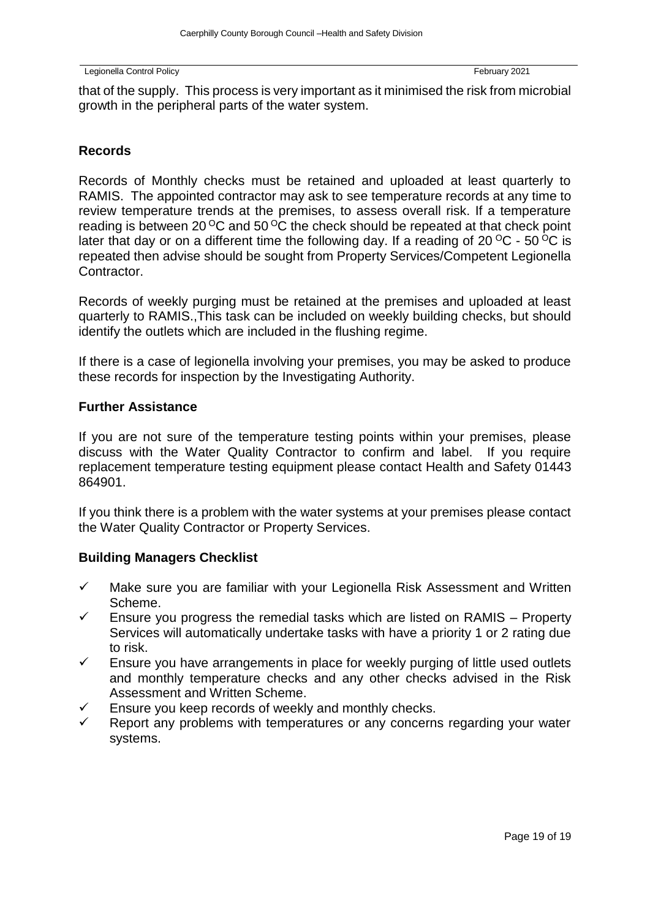that of the supply. This process is very important as it minimised the risk from microbial growth in the peripheral parts of the water system.

## Records

Records of Monthly checks must be retained and uploaded at least quarterly to RAMIS. The appointed contractor may ask to see temperature records at any time to review temperature trends at the premises, to assess overall risk. If a temperature reading is between 20 $^{O}$C and 50 $^{O}$C the check should be repeated at that check point later that day or on a different time the following day. If a reading of 20 $^{O}$C - 50 $^{O}$C is repeated then advise should be sought from Property Services/Competent Legionella Contractor.

Records of weekly purging must be retained at the premises and uploaded at least quarterly to RAMIS.,This task can be included on weekly building checks, but should identify the outlets which are included in the flushing regime.

If there is a case of legionella involving your premises, you may be asked to produce these records for inspection by the Investigating Authority.

## Further Assistance

If you are not sure of the temperature testing points within your premises, please discuss with the Water Quality Contractor to confirm and label. If you require replacement temperature testing equipment please contact Health and Safety 01443 864901.

If you think there is a problem with the water systems at your premises please contact the Water Quality Contractor or Property Services.

## Building Managers Checklist

- ✓ Make sure you are familiar with your Legionella Risk Assessment and Written Scheme.
- ✓ Ensure you progress the remedial tasks which are listed on RAMIS – Property Services will automatically undertake tasks with have a priority 1 or 2 rating due to risk.
- ✓ Ensure you have arrangements in place for weekly purging of little used outlets and monthly temperature checks and any other checks advised in the Risk Assessment and Written Scheme.
- ✓ Ensure you keep records of weekly and monthly checks.
- ✓ Report any problems with temperatures or any concerns regarding your water systems.